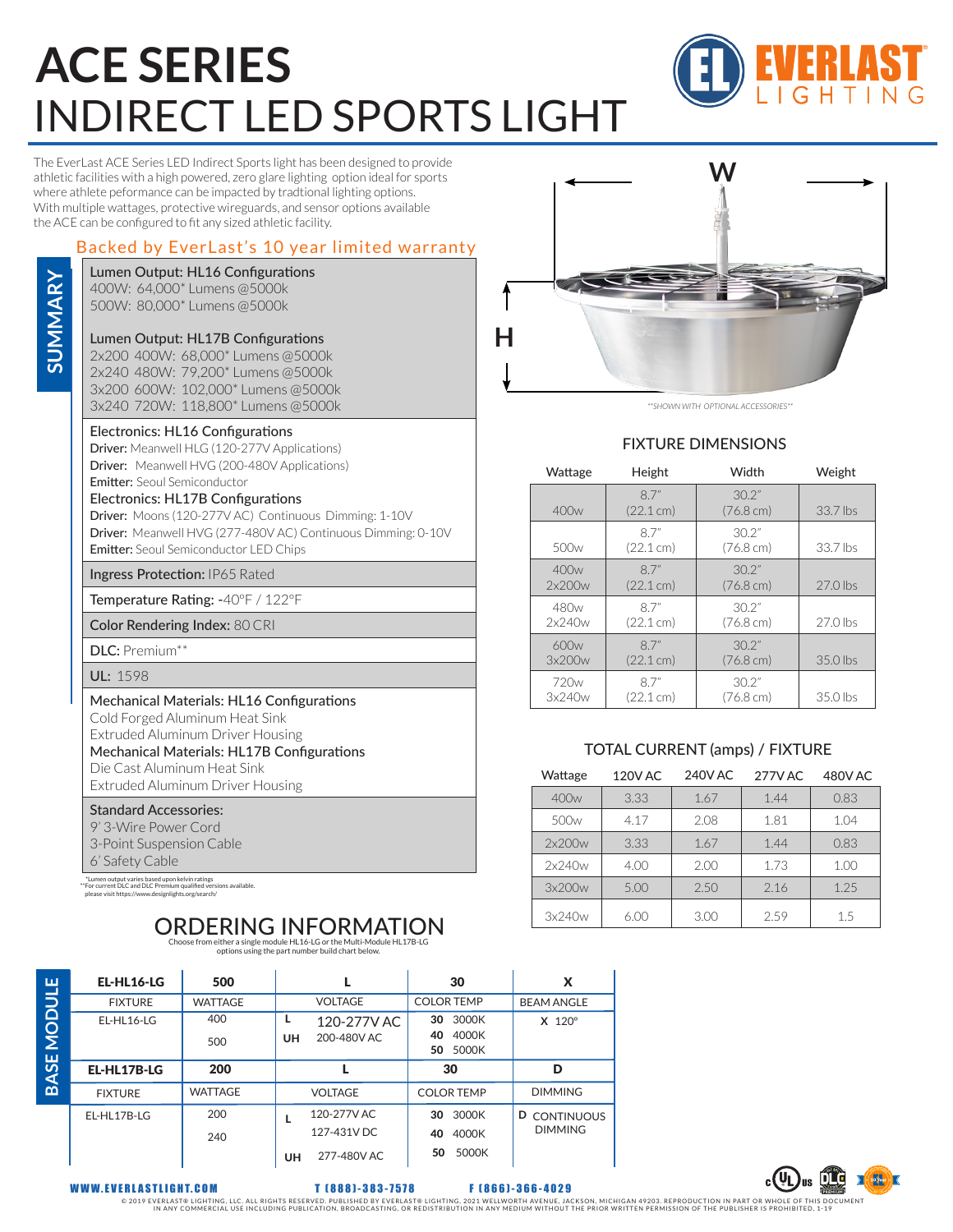# ACE SERIES
# INDIRECT LED SPORTS LIGHT

The EverLast ACE Series LED Indirect Sports light has been designed to provide athletic facilities with a high powered, zero glare lighting option ideal for sports where athlete peformance can be impacted by tradtional lighting options. With multiple wattages, protective wireguards, and sensor options available the ACE can be configured to fit any sized athletic facility.

## Backed by EverLast's 10 year limited warranty

### SUMMARY

**Lumen Output: HL16 Configurations**
400W: 64,000* Lumens @5000k
500W: 80,000* Lumens @5000k

**Lumen Output: HL17B Configurations**
2x200 400W: 68,000* Lumens @5000k
2x240 480W: 79,200* Lumens @5000k
3x200 600W: 102,000* Lumens @5000k
3x240 720W: 118,800* Lumens @5000k

**Electronics: HL16 Configurations**
**Driver:** Meanwell HLG (120-277V Applications)
**Driver:** Meanwell HVG (200-480V Applications)
**Emitter:** Seoul Semiconductor

**Electronics: HL17B Configurations**
**Driver:** Moons (120-277V AC) Continuous Dimming: 1-10V
**Driver:** Meanwell HVG (277-480V AC) Continuous Dimming: 0-10V
**Emitter:** Seoul Semiconductor LED Chips

**Ingress Protection:** IP65 Rated

**Temperature Rating:** -40°F / 122°F

**Color Rendering Index:** 80 CRI

**DLC:** Premium**

**UL:** 1598

**Mechanical Materials: HL16 Configurations**
Cold Forged Aluminum Heat Sink
Extruded Aluminum Driver Housing

**Mechanical Materials: HL17B Configurations**
Die Cast Aluminum Heat Sink
Extruded Aluminum Driver Housing

**Standard Accessories:**
9' 3-Wire Power Cord
3-Point Suspension Cable
6' Safety Cable

*Lumen output varies based upon kelvin ratings
**For current DLC and DLC Premium qualified versions available. please visit https://www.designlights.org/search/

W
H

**SHOWN WITH OPTIONAL ACCESSORIES**

### FIXTURE DIMENSIONS

| Wattage | Height | Width | Weight |
|---|---|---|---|
| 400w | 8.7" (22.1 cm) | 30.2" (76.8 cm) | 33.7 lbs |
| 500w | 8.7" (22.1 cm) | 30.2" (76.8 cm) | 33.7 lbs |
| 400w 2x200w | 8.7" (22.1 cm) | 30.2" (76.8 cm) | 27.0 lbs |
| 480w 2x240w | 8.7" (22.1 cm) | 30.2" (76.8 cm) | 27.0 lbs |
| 600w 3x200w | 8.7" (22.1 cm) | 30.2" (76.8 cm) | 35.0 lbs |
| 720w 3x240w | 8.7" (22.1 cm) | 30.2" (76.8 cm) | 35.0 lbs |

### TOTAL CURRENT (amps) / FIXTURE

| Wattage | 120V AC | 240V AC | 277V AC | 480V AC |
|---|---|---|---|---|
| 400w | 3.33 | 1.67 | 1.44 | 0.83 |
| 500w | 4.17 | 2.08 | 1.81 | 1.04 |
| 2x200w | 3.33 | 1.67 | 1.44 | 0.83 |
| 2x240w | 4.00 | 2.00 | 1.73 | 1.00 |
| 3x200w | 5.00 | 2.50 | 2.16 | 1.25 |
| 3x240w | 6.00 | 3.00 | 2.59 | 1.5 |

## ORDERING INFORMATION

Choose from either a single module HL16-LG or the Multi-Module HL17B-LG options using the part number build chart below.

### BASE MODULE

| EL-HL16-LG | 500 | L | 30 | X |
|---|---|---|---|---|
| FIXTURE | WATTAGE | VOLTAGE | COLOR TEMP | BEAM ANGLE |
| EL-HL16-LG | 400<br>500 | **L** 120-277V AC<br>**UH** 200-480V AC | **30** 3000K<br>**40** 4000K<br>**50** 5000K | **X** 120° |

| EL-HL17B-LG | 200 | L | 30 | D |
|---|---|---|---|---|
| FIXTURE | WATTAGE | VOLTAGE | COLOR TEMP | DIMMING |
| EL-HL17B-LG | 200<br>240 | **L** 120-277V AC<br>127-431V DC<br>**UH** 277-480V AC | **30** 3000K<br>**40** 4000K<br>**50** 5000K | **D** CONTINUOUS DIMMING |

WWW.EVERLASTLIGHT.COM T (888)-383-7578 F (866)-366-4029

© 2019 EVERLAST® LIGHTING, LLC. ALL RIGHTS RESERVED. PUBLISHED BY EVERLAST® LIGHTING, 2021 WELLWORTH AVENUE, JACKSON, MICHIGAN 49203. REPRODUCTION IN PART OR WHOLE OF THIS DOCUMENT IN ANY COMMERCIAL USE INCLUDING PUBLICATION, BROADCASTING, OR REDISTRIBUTION IN ANY MEDIUM WITHOUT THE PRIOR WRITTEN PERMISSION OF THE PUBLISHER IS PROHIBITED. 1-19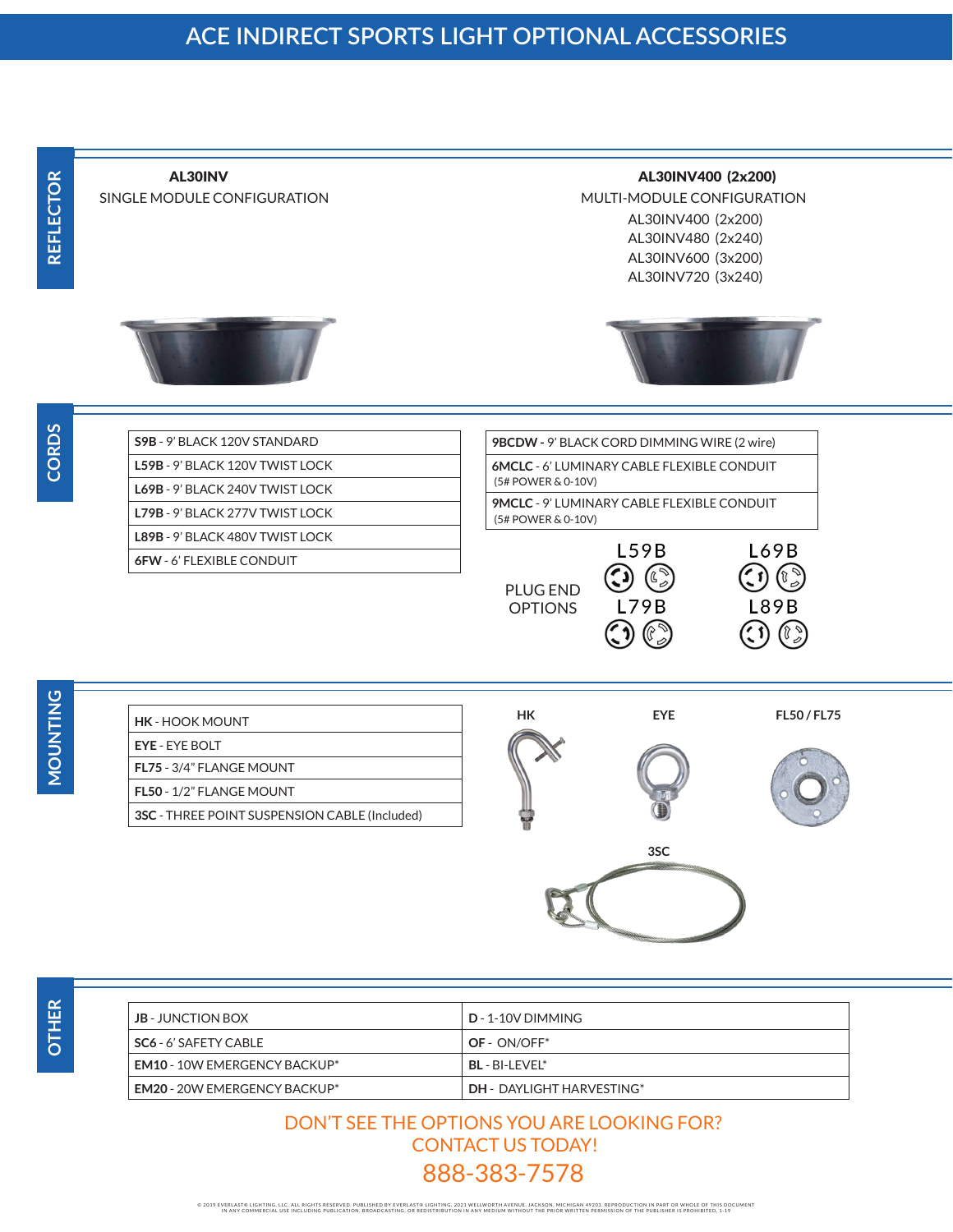# ACE INDIRECT SPORTS LIGHT OPTIONAL ACCESSORIES

## REFLECTOR

**AL30INV**

SINGLE MODULE CONFIGURATION

**AL30INV400 (2x200)**

MULTI-MODULE CONFIGURATION

AL30INV400 (2x200)
AL30INV480 (2x240)
AL30INV600 (3x200)
AL30INV720 (3x240)

## CORDS

| | |
|---|---|
| **S9B** - 9' BLACK 120V STANDARD | **9BCDW** - 9' BLACK CORD DIMMING WIRE (2 wire) |
| **L59B** - 9' BLACK 120V TWIST LOCK | **6MCLC** - 6' LUMINARY CABLE FLEXIBLE CONDUIT (5# POWER & 0-10V) |
| **L69B** - 9' BLACK 240V TWIST LOCK | **9MCLC** - 9' LUMINARY CABLE FLEXIBLE CONDUIT (5# POWER & 0-10V) |
| **L79B** - 9' BLACK 277V TWIST LOCK | |
| **L89B** - 9' BLACK 480V TWIST LOCK | |
| **6FW** - 6' FLEXIBLE CONDUIT | |

PLUG END OPTIONS

L59B
L69B
L79B
L89B

## MOUNTING

| |
|---|
| **HK** - HOOK MOUNT |
| **EYE** - EYE BOLT |
| **FL75** - 3/4" FLANGE MOUNT |
| **FL50** - 1/2" FLANGE MOUNT |
| **3SC** - THREE POINT SUSPENSION CABLE (Included) |

HK

EYE

FL50 / FL75

3SC

## OTHER

| | |
|---|---|
| **JB** - JUNCTION BOX | **D** - 1-10V DIMMING |
| **SC6** - 6' SAFETY CABLE | **OF** - ON/OFF* |
| **EM10** - 10W EMERGENCY BACKUP* | **BL** - BI-LEVEL* |
| **EM20** - 20W EMERGENCY BACKUP* | **DH** - DAYLIGHT HARVESTING* |

DON'T SEE THE OPTIONS YOU ARE LOOKING FOR?
CONTACT US TODAY!
888-383-7578

© 2019 EVERLAST® LIGHTING, LLC. ALL RIGHTS RESERVED. PUBLISHED BY EVERLAST® LIGHTING, 2021 WELLWORTH AVENUE, JACKSON, MICHIGAN 49203. REPRODUCTION IN PART OR WHOLE OF THIS DOCUMENT IN ANY COMMERCIAL USE INCLUDING PUBLICATION, BROADCASTING, OR REDISTRIBUTION IN ANY MEDIUM WITHOUT THE PRIOR WRITTEN PERMISSION OF THE PUBLISHER IS PROHIBITED. 1-19